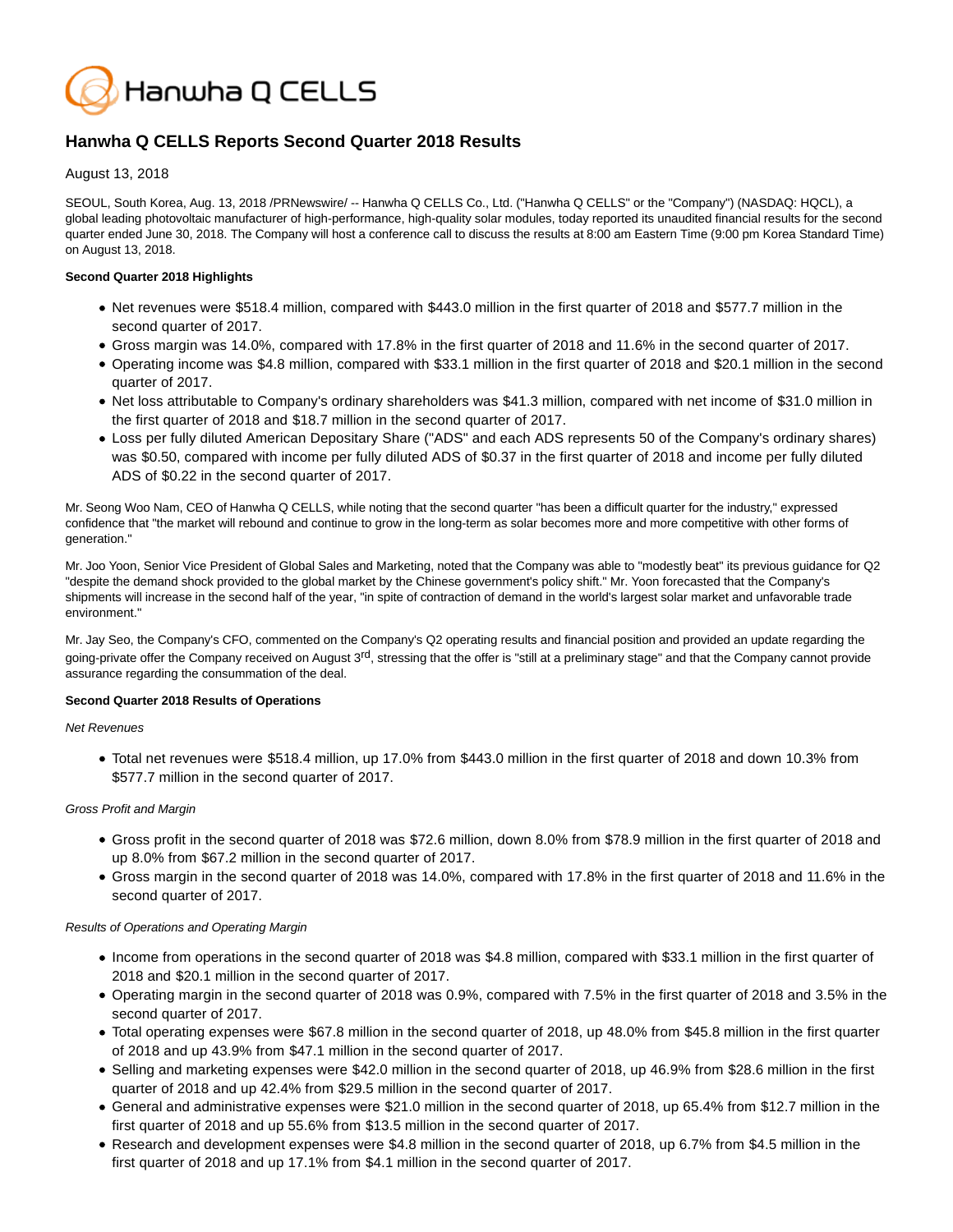# Hanwha Q CELLS Reports Second Quarter 2018 Results

August 13, 2018

SEOUL, South Korea, Aug. 13, 2018 /PRNewswire/ -- Hanwha Q CELLS Co., Ltd. ("Hanwha Q CELLS" or the "Company") (NASDAQ: HQCL), a global leading photovoltaic manufacturer of high-performance, high-quality solar modules, today reported its unaudited financial results for the second quarter ended June 30, 2018. The Company will host a conference call to discuss the results at 8:00 am Eastern Time (9:00 pm Korea Standard Time) on August 13, 2018.

**Second Quarter 2018 Highlights**

- Net revenues were $518.4 million, compared with $443.0 million in the first quarter of 2018 and $577.7 million in the second quarter of 2017.
- Gross margin was 14.0%, compared with 17.8% in the first quarter of 2018 and 11.6% in the second quarter of 2017.
- Operating income was $4.8 million, compared with $33.1 million in the first quarter of 2018 and $20.1 million in the second quarter of 2017.
- Net loss attributable to Company's ordinary shareholders was $41.3 million, compared with net income of $31.0 million in the first quarter of 2018 and $18.7 million in the second quarter of 2017.
- Loss per fully diluted American Depositary Share ("ADS" and each ADS represents 50 of the Company's ordinary shares) was $0.50, compared with income per fully diluted ADS of $0.37 in the first quarter of 2018 and income per fully diluted ADS of $0.22 in the second quarter of 2017.

Mr. Seong Woo Nam, CEO of Hanwha Q CELLS, while noting that the second quarter "has been a difficult quarter for the industry," expressed confidence that "the market will rebound and continue to grow in the long-term as solar becomes more and more competitive with other forms of generation."

Mr. Joo Yoon, Senior Vice President of Global Sales and Marketing, noted that the Company was able to "modestly beat" its previous guidance for Q2 "despite the demand shock provided to the global market by the Chinese government's policy shift." Mr. Yoon forecasted that the Company's shipments will increase in the second half of the year, "in spite of contraction of demand in the world's largest solar market and unfavorable trade environment."

Mr. Jay Seo, the Company's CFO, commented on the Company's Q2 operating results and financial position and provided an update regarding the going-private offer the Company received on August 3rd, stressing that the offer is "still at a preliminary stage" and that the Company cannot provide assurance regarding the consummation of the deal.

**Second Quarter 2018 Results of Operations**

*Net Revenues*

- Total net revenues were $518.4 million, up 17.0% from $443.0 million in the first quarter of 2018 and down 10.3% from $577.7 million in the second quarter of 2017.

*Gross Profit and Margin*

- Gross profit in the second quarter of 2018 was $72.6 million, down 8.0% from $78.9 million in the first quarter of 2018 and up 8.0% from $67.2 million in the second quarter of 2017.
- Gross margin in the second quarter of 2018 was 14.0%, compared with 17.8% in the first quarter of 2018 and 11.6% in the second quarter of 2017.

*Results of Operations and Operating Margin*

- Income from operations in the second quarter of 2018 was $4.8 million, compared with $33.1 million in the first quarter of 2018 and $20.1 million in the second quarter of 2017.
- Operating margin in the second quarter of 2018 was 0.9%, compared with 7.5% in the first quarter of 2018 and 3.5% in the second quarter of 2017.
- Total operating expenses were $67.8 million in the second quarter of 2018, up 48.0% from $45.8 million in the first quarter of 2018 and up 43.9% from $47.1 million in the second quarter of 2017.
- Selling and marketing expenses were $42.0 million in the second quarter of 2018, up 46.9% from $28.6 million in the first quarter of 2018 and up 42.4% from $29.5 million in the second quarter of 2017.
- General and administrative expenses were $21.0 million in the second quarter of 2018, up 65.4% from $12.7 million in the first quarter of 2018 and up 55.6% from $13.5 million in the second quarter of 2017.
- Research and development expenses were $4.8 million in the second quarter of 2018, up 6.7% from $4.5 million in the first quarter of 2018 and up 17.1% from $4.1 million in the second quarter of 2017.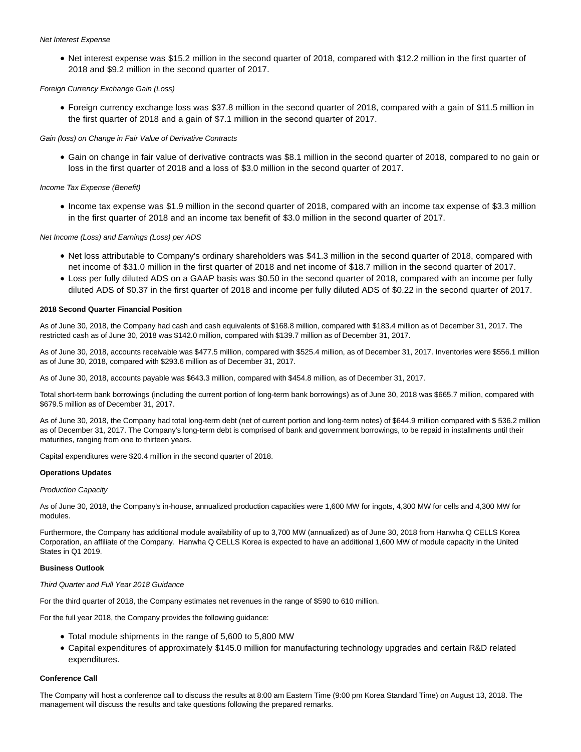*Net Interest Expense*

- Net interest expense was $15.2 million in the second quarter of 2018, compared with $12.2 million in the first quarter of 2018 and $9.2 million in the second quarter of 2017.

*Foreign Currency Exchange Gain (Loss)*

- Foreign currency exchange loss was $37.8 million in the second quarter of 2018, compared with a gain of $11.5 million in the first quarter of 2018 and a gain of $7.1 million in the second quarter of 2017.

*Gain (loss) on Change in Fair Value of Derivative Contracts*

- Gain on change in fair value of derivative contracts was $8.1 million in the second quarter of 2018, compared to no gain or loss in the first quarter of 2018 and a loss of $3.0 million in the second quarter of 2017.

*Income Tax Expense (Benefit)*

- Income tax expense was $1.9 million in the second quarter of 2018, compared with an income tax expense of $3.3 million in the first quarter of 2018 and an income tax benefit of $3.0 million in the second quarter of 2017.

*Net Income (Loss) and Earnings (Loss) per ADS*

- Net loss attributable to Company's ordinary shareholders was $41.3 million in the second quarter of 2018, compared with net income of $31.0 million in the first quarter of 2018 and net income of $18.7 million in the second quarter of 2017.
- Loss per fully diluted ADS on a GAAP basis was $0.50 in the second quarter of 2018, compared with an income per fully diluted ADS of $0.37 in the first quarter of 2018 and income per fully diluted ADS of $0.22 in the second quarter of 2017.

**2018 Second Quarter Financial Position**

As of June 30, 2018, the Company had cash and cash equivalents of $168.8 million, compared with $183.4 million as of December 31, 2017. The restricted cash as of June 30, 2018 was $142.0 million, compared with $139.7 million as of December 31, 2017.

As of June 30, 2018, accounts receivable was $477.5 million, compared with $525.4 million, as of December 31, 2017. Inventories were $556.1 million as of June 30, 2018, compared with $293.6 million as of December 31, 2017.

As of June 30, 2018, accounts payable was $643.3 million, compared with $454.8 million, as of December 31, 2017.

Total short-term bank borrowings (including the current portion of long-term bank borrowings) as of June 30, 2018 was $665.7 million, compared with $679.5 million as of December 31, 2017.

As of June 30, 2018, the Company had total long-term debt (net of current portion and long-term notes) of $644.9 million compared with $ 536.2 million as of December 31, 2017. The Company's long-term debt is comprised of bank and government borrowings, to be repaid in installments until their maturities, ranging from one to thirteen years.

Capital expenditures were $20.4 million in the second quarter of 2018.

**Operations Updates**

*Production Capacity*

As of June 30, 2018, the Company's in-house, annualized production capacities were 1,600 MW for ingots, 4,300 MW for cells and 4,300 MW for modules.

Furthermore, the Company has additional module availability of up to 3,700 MW (annualized) as of June 30, 2018 from Hanwha Q CELLS Korea Corporation, an affiliate of the Company. Hanwha Q CELLS Korea is expected to have an additional 1,600 MW of module capacity in the United States in Q1 2019.

**Business Outlook**

*Third Quarter and Full Year 2018 Guidance*

For the third quarter of 2018, the Company estimates net revenues in the range of $590 to 610 million.

For the full year 2018, the Company provides the following guidance:

- Total module shipments in the range of 5,600 to 5,800 MW
- Capital expenditures of approximately $145.0 million for manufacturing technology upgrades and certain R&D related expenditures.

**Conference Call**

The Company will host a conference call to discuss the results at 8:00 am Eastern Time (9:00 pm Korea Standard Time) on August 13, 2018. The management will discuss the results and take questions following the prepared remarks.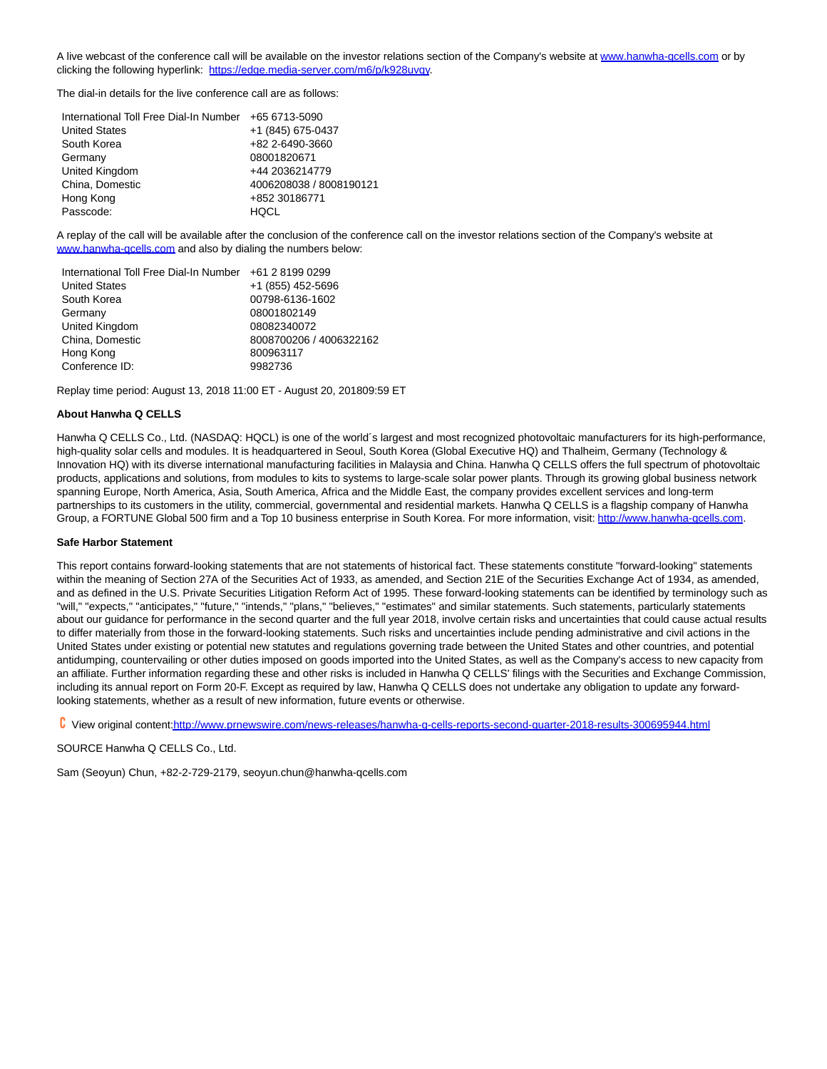A live webcast of the conference call will be available on the investor relations section of the Company's website at www.hanwha-qcells.com or by clicking the following hyperlink: https://edge.media-server.com/m6/p/k928uvqy.

The dial-in details for the live conference call are as follows:

| | |
|---|---|
| International Toll Free Dial-In Number | +65 6713-5090 |
| United States | +1 (845) 675-0437 |
| South Korea | +82 2-6490-3660 |
| Germany | 08001820671 |
| United Kingdom | +44 2036214779 |
| China, Domestic | 4006208038 / 8008190121 |
| Hong Kong | +852 30186771 |
| Passcode: | HQCL |

A replay of the call will be available after the conclusion of the conference call on the investor relations section of the Company's website at www.hanwha-qcells.com and also by dialing the numbers below:

| | |
|---|---|
| International Toll Free Dial-In Number | +61 2 8199 0299 |
| United States | +1 (855) 452-5696 |
| South Korea | 00798-6136-1602 |
| Germany | 08001802149 |
| United Kingdom | 08082340072 |
| China, Domestic | 8008700206 / 4006322162 |
| Hong Kong | 800963117 |
| Conference ID: | 9982736 |

Replay time period: August 13, 2018 11:00 ET - August 20, 201809:59 ET

**About Hanwha Q CELLS**

Hanwha Q CELLS Co., Ltd. (NASDAQ: HQCL) is one of the world´s largest and most recognized photovoltaic manufacturers for its high-performance, high-quality solar cells and modules. It is headquartered in Seoul, South Korea (Global Executive HQ) and Thalheim, Germany (Technology & Innovation HQ) with its diverse international manufacturing facilities in Malaysia and China. Hanwha Q CELLS offers the full spectrum of photovoltaic products, applications and solutions, from modules to kits to systems to large-scale solar power plants. Through its growing global business network spanning Europe, North America, Asia, South America, Africa and the Middle East, the company provides excellent services and long-term partnerships to its customers in the utility, commercial, governmental and residential markets. Hanwha Q CELLS is a flagship company of Hanwha Group, a FORTUNE Global 500 firm and a Top 10 business enterprise in South Korea. For more information, visit: http://www.hanwha-qcells.com.

**Safe Harbor Statement**

This report contains forward-looking statements that are not statements of historical fact. These statements constitute "forward-looking" statements within the meaning of Section 27A of the Securities Act of 1933, as amended, and Section 21E of the Securities Exchange Act of 1934, as amended, and as defined in the U.S. Private Securities Litigation Reform Act of 1995. These forward-looking statements can be identified by terminology such as "will," "expects," "anticipates," "future," "intends," "plans," "believes," "estimates" and similar statements. Such statements, particularly statements about our guidance for performance in the second quarter and the full year 2018, involve certain risks and uncertainties that could cause actual results to differ materially from those in the forward-looking statements. Such risks and uncertainties include pending administrative and civil actions in the United States under existing or potential new statutes and regulations governing trade between the United States and other countries, and potential antidumping, countervailing or other duties imposed on goods imported into the United States, as well as the Company's access to new capacity from an affiliate. Further information regarding these and other risks is included in Hanwha Q CELLS' filings with the Securities and Exchange Commission, including its annual report on Form 20-F. Except as required by law, Hanwha Q CELLS does not undertake any obligation to update any forward-looking statements, whether as a result of new information, future events or otherwise.

View original content:http://www.prnewswire.com/news-releases/hanwha-q-cells-reports-second-quarter-2018-results-300695944.html

SOURCE Hanwha Q CELLS Co., Ltd.

Sam (Seoyun) Chun, +82-2-729-2179, seoyun.chun@hanwha-qcells.com